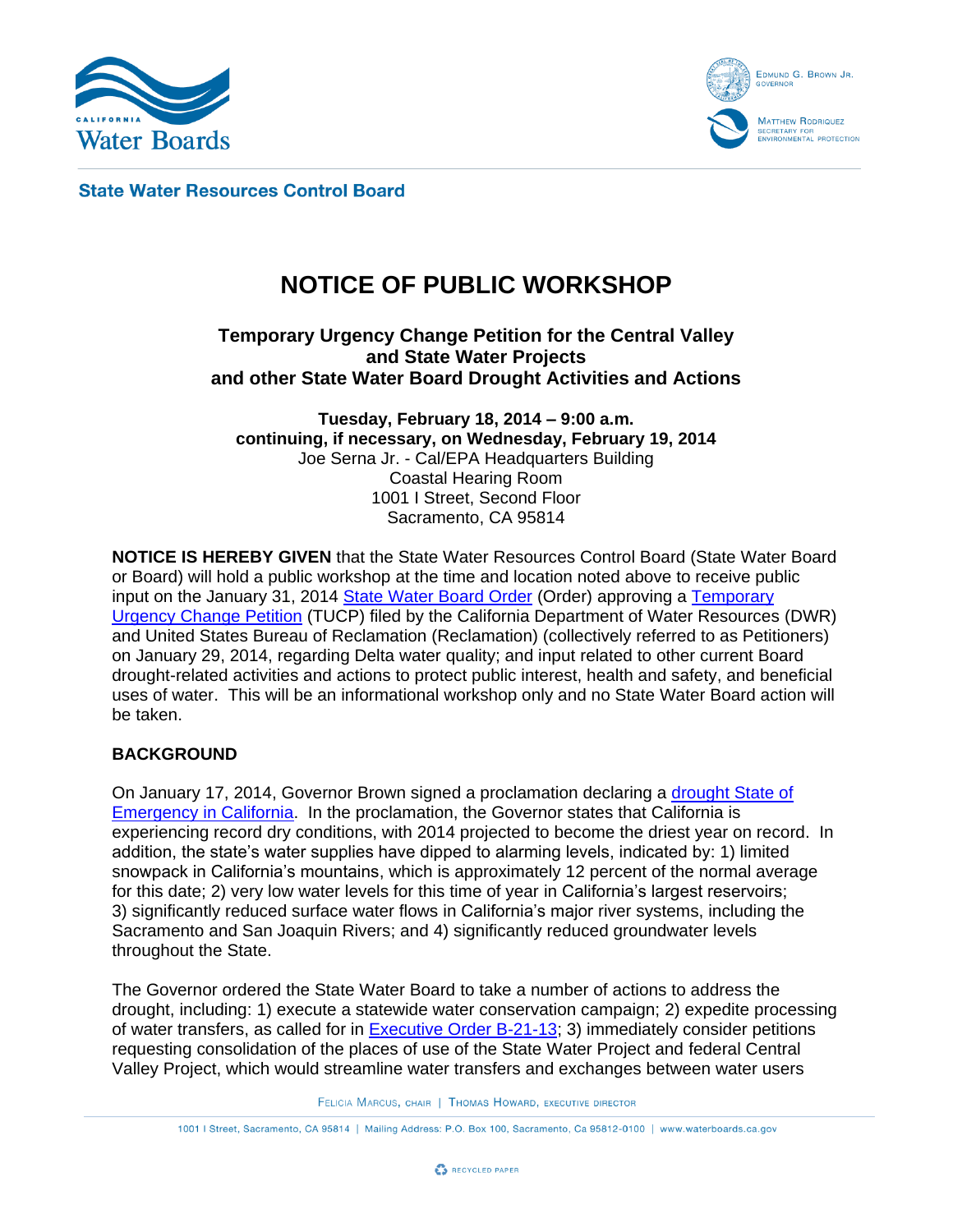California Water Boards

Edmund G. Brown Jr.
Governor

Matthew Rodriquez
Secretary for Environmental Protection

**State Water Resources Control Board**

# NOTICE OF PUBLIC WORKSHOP

### Temporary Urgency Change Petition for the Central Valley and State Water Projects and other State Water Board Drought Activities and Actions

**Tuesday, February 18, 2014 – 9:00 a.m.**
**continuing, if necessary, on Wednesday, February 19, 2014**
Joe Serna Jr. - Cal/EPA Headquarters Building
Coastal Hearing Room
1001 I Street, Second Floor
Sacramento, CA 95814

**NOTICE IS HEREBY GIVEN** that the State Water Resources Control Board (State Water Board or Board) will hold a public workshop at the time and location noted above to receive public input on the January 31, 2014 State Water Board Order (Order) approving a Temporary Urgency Change Petition (TUCP) filed by the California Department of Water Resources (DWR) and United States Bureau of Reclamation (Reclamation) (collectively referred to as Petitioners) on January 29, 2014, regarding Delta water quality; and input related to other current Board drought-related activities and actions to protect public interest, health and safety, and beneficial uses of water. This will be an informational workshop only and no State Water Board action will be taken.

## BACKGROUND

On January 17, 2014, Governor Brown signed a proclamation declaring a drought State of Emergency in California. In the proclamation, the Governor states that California is experiencing record dry conditions, with 2014 projected to become the driest year on record. In addition, the state's water supplies have dipped to alarming levels, indicated by: 1) limited snowpack in California's mountains, which is approximately 12 percent of the normal average for this date; 2) very low water levels for this time of year in California's largest reservoirs; 3) significantly reduced surface water flows in California's major river systems, including the Sacramento and San Joaquin Rivers; and 4) significantly reduced groundwater levels throughout the State.

The Governor ordered the State Water Board to take a number of actions to address the drought, including: 1) execute a statewide water conservation campaign; 2) expedite processing of water transfers, as called for in Executive Order B-21-13; 3) immediately consider petitions requesting consolidation of the places of use of the State Water Project and federal Central Valley Project, which would streamline water transfers and exchanges between water users

Felicia Marcus, chair | Thomas Howard, executive director

1001 I Street, Sacramento, CA 95814 | Mailing Address: P.O. Box 100, Sacramento, Ca 95812-0100 | www.waterboards.ca.gov

Recycled Paper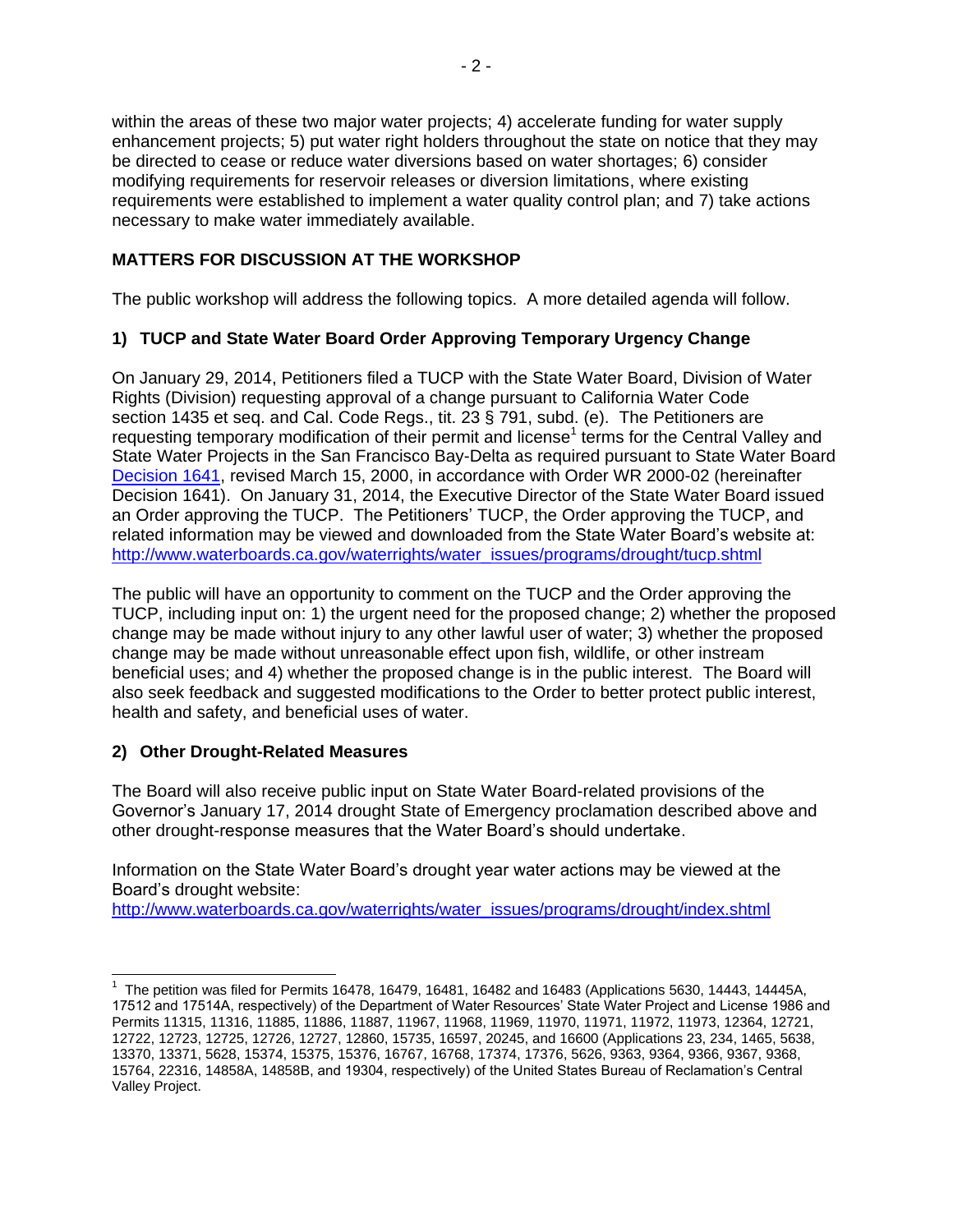within the areas of these two major water projects; 4) accelerate funding for water supply enhancement projects; 5) put water right holders throughout the state on notice that they may be directed to cease or reduce water diversions based on water shortages; 6) consider modifying requirements for reservoir releases or diversion limitations, where existing requirements were established to implement a water quality control plan; and 7) take actions necessary to make water immediately available.

## MATTERS FOR DISCUSSION AT THE WORKSHOP

The public workshop will address the following topics. A more detailed agenda will follow.

### 1) TUCP and State Water Board Order Approving Temporary Urgency Change

On January 29, 2014, Petitioners filed a TUCP with the State Water Board, Division of Water Rights (Division) requesting approval of a change pursuant to California Water Code section 1435 et seq. and Cal. Code Regs., tit. 23 § 791, subd. (e). The Petitioners are requesting temporary modification of their permit and license[1] terms for the Central Valley and State Water Projects in the San Francisco Bay-Delta as required pursuant to State Water Board Decision 1641, revised March 15, 2000, in accordance with Order WR 2000-02 (hereinafter Decision 1641). On January 31, 2014, the Executive Director of the State Water Board issued an Order approving the TUCP. The Petitioners' TUCP, the Order approving the TUCP, and related information may be viewed and downloaded from the State Water Board's website at: http://www.waterboards.ca.gov/waterrights/water_issues/programs/drought/tucp.shtml

The public will have an opportunity to comment on the TUCP and the Order approving the TUCP, including input on: 1) the urgent need for the proposed change; 2) whether the proposed change may be made without injury to any other lawful user of water; 3) whether the proposed change may be made without unreasonable effect upon fish, wildlife, or other instream beneficial uses; and 4) whether the proposed change is in the public interest. The Board will also seek feedback and suggested modifications to the Order to better protect public interest, health and safety, and beneficial uses of water.

### 2) Other Drought-Related Measures

The Board will also receive public input on State Water Board-related provisions of the Governor's January 17, 2014 drought State of Emergency proclamation described above and other drought-response measures that the Water Board's should undertake.

Information on the State Water Board's drought year water actions may be viewed at the Board's drought website:
http://www.waterboards.ca.gov/waterrights/water_issues/programs/drought/index.shtml

---

[1] The petition was filed for Permits 16478, 16479, 16481, 16482 and 16483 (Applications 5630, 14443, 14445A, 17512 and 17514A, respectively) of the Department of Water Resources' State Water Project and License 1986 and Permits 11315, 11316, 11885, 11886, 11887, 11967, 11968, 11969, 11970, 11971, 11972, 11973, 12364, 12721, 12722, 12723, 12725, 12726, 12727, 12860, 15735, 16597, 20245, and 16600 (Applications 23, 234, 1465, 5638, 13370, 13371, 5628, 15374, 15375, 15376, 16767, 16768, 17374, 17376, 5626, 9363, 9364, 9366, 9367, 9368, 15764, 22316, 14858A, 14858B, and 19304, respectively) of the United States Bureau of Reclamation's Central Valley Project.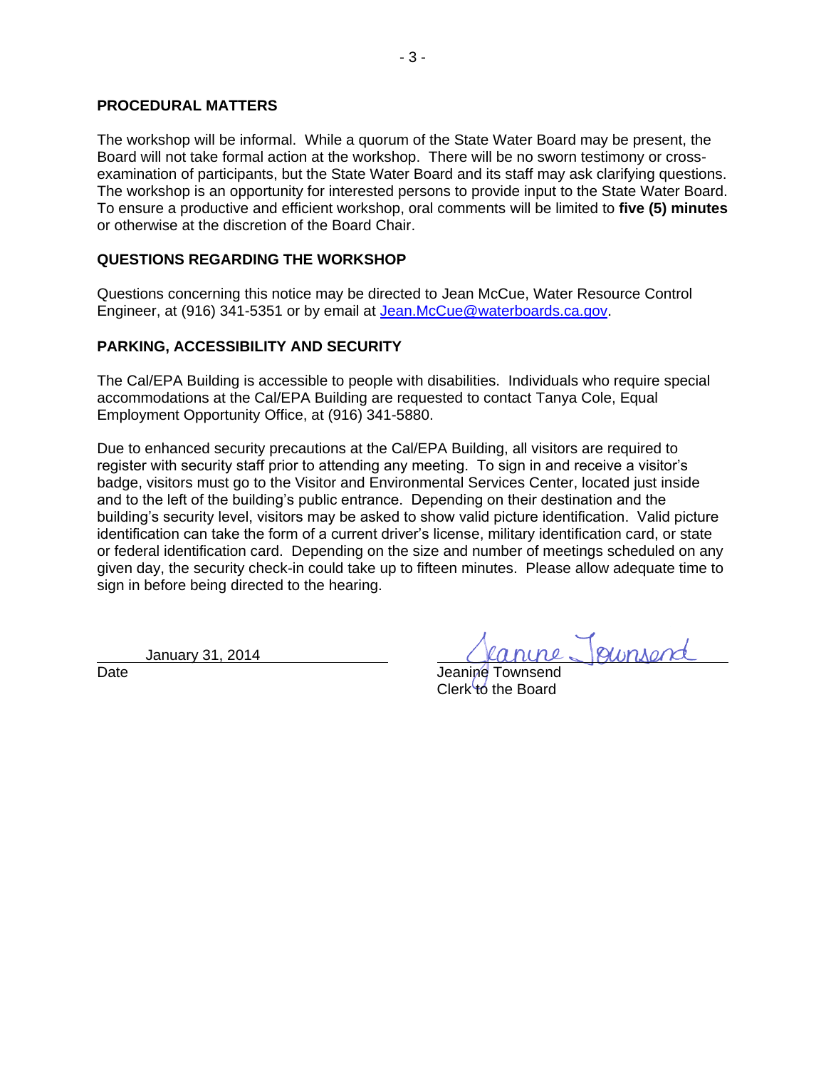## PROCEDURAL MATTERS

The workshop will be informal. While a quorum of the State Water Board may be present, the Board will not take formal action at the workshop. There will be no sworn testimony or cross-examination of participants, but the State Water Board and its staff may ask clarifying questions. The workshop is an opportunity for interested persons to provide input to the State Water Board. To ensure a productive and efficient workshop, oral comments will be limited to **five (5) minutes** or otherwise at the discretion of the Board Chair.

## QUESTIONS REGARDING THE WORKSHOP

Questions concerning this notice may be directed to Jean McCue, Water Resource Control Engineer, at (916) 341-5351 or by email at Jean.McCue@waterboards.ca.gov.

## PARKING, ACCESSIBILITY AND SECURITY

The Cal/EPA Building is accessible to people with disabilities. Individuals who require special accommodations at the Cal/EPA Building are requested to contact Tanya Cole, Equal Employment Opportunity Office, at (916) 341-5880.

Due to enhanced security precautions at the Cal/EPA Building, all visitors are required to register with security staff prior to attending any meeting. To sign in and receive a visitor's badge, visitors must go to the Visitor and Environmental Services Center, located just inside and to the left of the building's public entrance. Depending on their destination and the building's security level, visitors may be asked to show valid picture identification. Valid picture identification can take the form of a current driver's license, military identification card, or state or federal identification card. Depending on the size and number of meetings scheduled on any given day, the security check-in could take up to fifteen minutes. Please allow adequate time to sign in before being directed to the hearing.

January 31, 2014
Date

Jeanine Townsend
Jeanine Townsend
Clerk to the Board